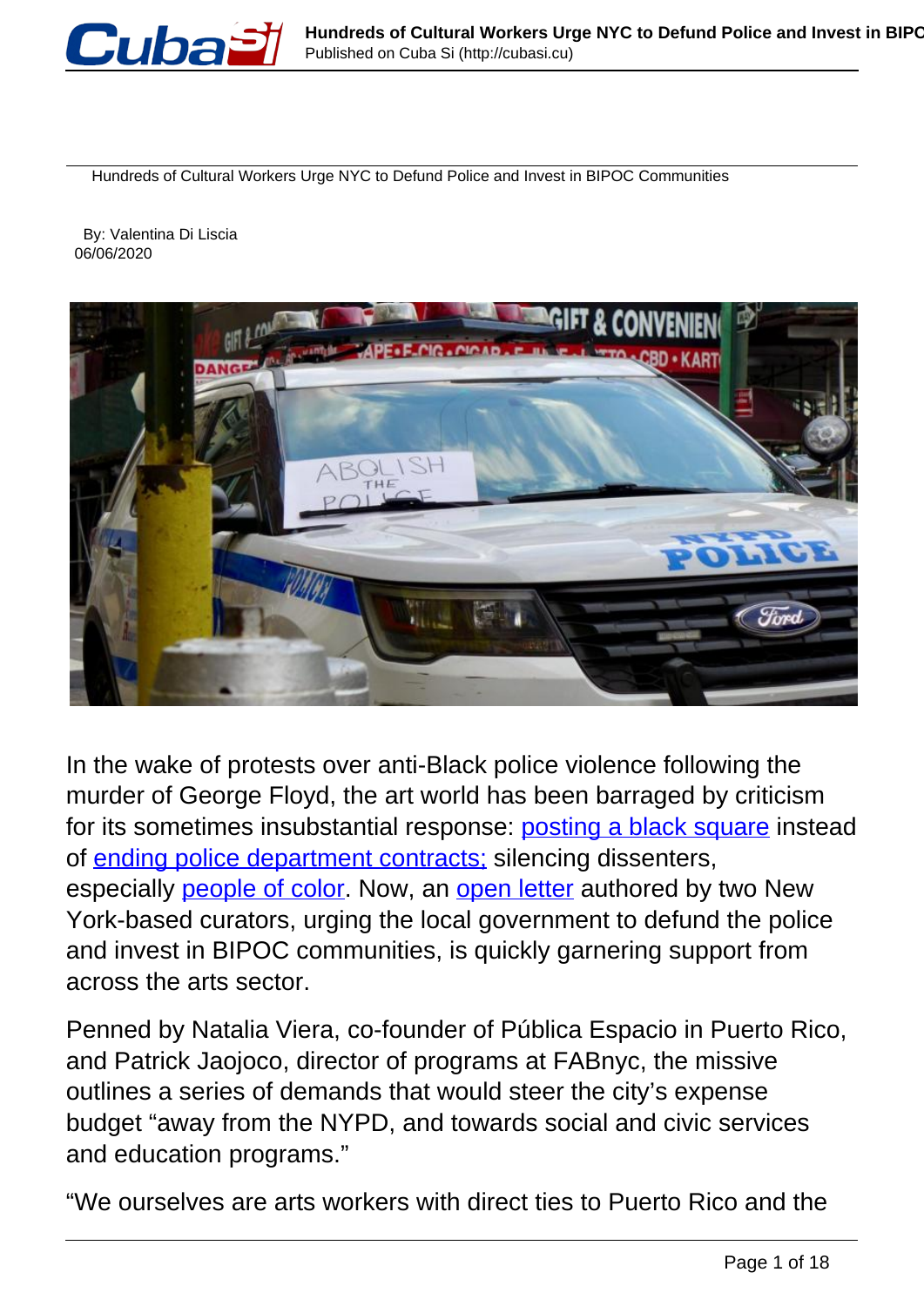Hundreds of Cultural Workers Urge NYC to Defund Police and Invest in BIPOC Communities

By: Valentina Di Liscia
06/06/2020

In the wake of protests over anti-Black police violence following the murder of George Floyd, the art world has been barraged by criticism for its sometimes insubstantial response: posting a black square instead of ending police department contracts; silencing dissenters, especially people of color. Now, an open letter authored by two New York-based curators, urging the local government to defund the police and invest in BIPOC communities, is quickly garnering support from across the arts sector.

Penned by Natalia Viera, co-founder of Pública Espacio in Puerto Rico, and Patrick Jaojoco, director of programs at FABnyc, the missive outlines a series of demands that would steer the city's expense budget "away from the NYPD, and towards social and civic services and education programs."

"We ourselves are arts workers with direct ties to Puerto Rico and the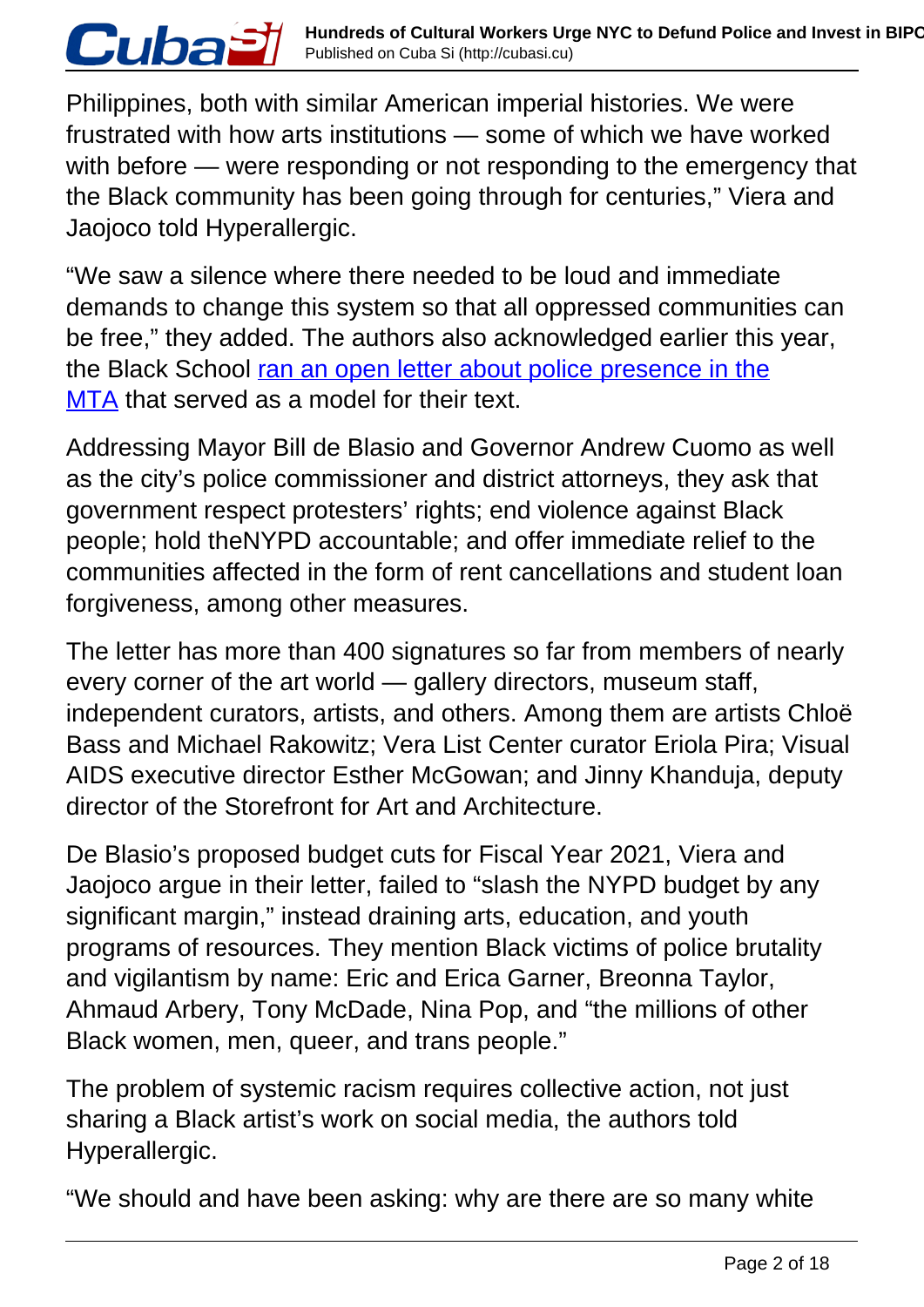Philippines, both with similar American imperial histories. We were frustrated with how arts institutions — some of which we have worked with before — were responding or not responding to the emergency that the Black community has been going through for centuries," Viera and Jaojoco told Hyperallergic.

"We saw a silence where there needed to be loud and immediate demands to change this system so that all oppressed communities can be free," they added. The authors also acknowledged earlier this year, the Black School [ran an open letter about police presence in the MTA]() that served as a model for their text.

Addressing Mayor Bill de Blasio and Governor Andrew Cuomo as well as the city's police commissioner and district attorneys, they ask that government respect protesters' rights; end violence against Black people; hold theNYPD accountable; and offer immediate relief to the communities affected in the form of rent cancellations and student loan forgiveness, among other measures.

The letter has more than 400 signatures so far from members of nearly every corner of the art world — gallery directors, museum staff, independent curators, artists, and others. Among them are artists Chloë Bass and Michael Rakowitz; Vera List Center curator Eriola Pira; Visual AIDS executive director Esther McGowan; and Jinny Khanduja, deputy director of the Storefront for Art and Architecture.

De Blasio's proposed budget cuts for Fiscal Year 2021, Viera and Jaojoco argue in their letter, failed to "slash the NYPD budget by any significant margin," instead draining arts, education, and youth programs of resources. They mention Black victims of police brutality and vigilantism by name: Eric and Erica Garner, Breonna Taylor, Ahmaud Arbery, Tony McDade, Nina Pop, and "the millions of other Black women, men, queer, and trans people."

The problem of systemic racism requires collective action, not just sharing a Black artist's work on social media, the authors told Hyperallergic.

"We should and have been asking: why are there are so many white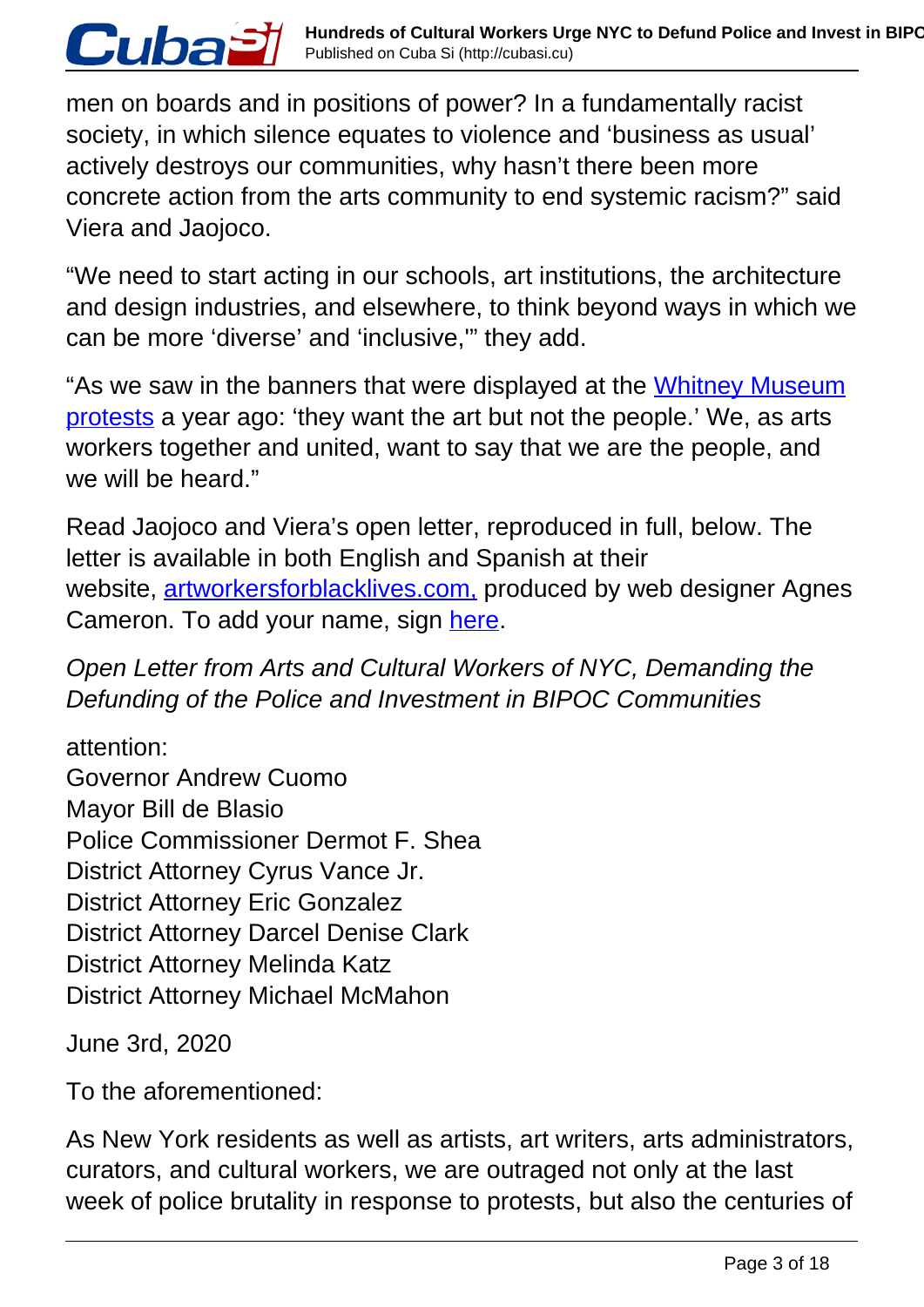men on boards and in positions of power? In a fundamentally racist society, in which silence equates to violence and 'business as usual' actively destroys our communities, why hasn't there been more concrete action from the arts community to end systemic racism?" said Viera and Jaojoco.

"We need to start acting in our schools, art institutions, the architecture and design industries, and elsewhere, to think beyond ways in which we can be more 'diverse' and 'inclusive,'" they add.

"As we saw in the banners that were displayed at the Whitney Museum protests a year ago: 'they want the art but not the people.' We, as arts workers together and united, want to say that we are the people, and we will be heard."

Read Jaojoco and Viera's open letter, reproduced in full, below. The letter is available in both English and Spanish at their website, artworkersforblacklives.com, produced by web designer Agnes Cameron. To add your name, sign here.

*Open Letter from Arts and Cultural Workers of NYC, Demanding the Defunding of the Police and Investment in BIPOC Communities*

attention:
Governor Andrew Cuomo
Mayor Bill de Blasio
Police Commissioner Dermot F. Shea
District Attorney Cyrus Vance Jr.
District Attorney Eric Gonzalez
District Attorney Darcel Denise Clark
District Attorney Melinda Katz
District Attorney Michael McMahon

June 3rd, 2020

To the aforementioned:

As New York residents as well as artists, art writers, arts administrators, curators, and cultural workers, we are outraged not only at the last week of police brutality in response to protests, but also the centuries of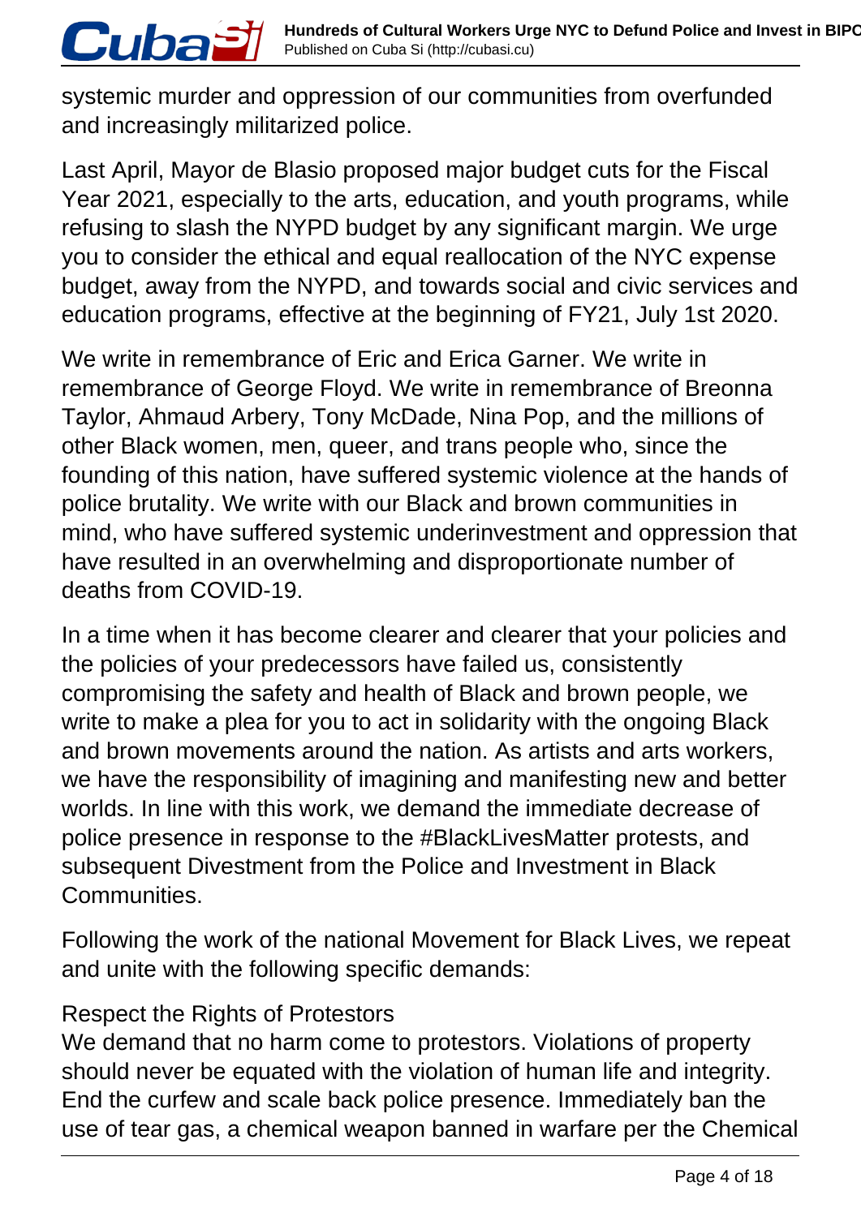systemic murder and oppression of our communities from overfunded and increasingly militarized police.

Last April, Mayor de Blasio proposed major budget cuts for the Fiscal Year 2021, especially to the arts, education, and youth programs, while refusing to slash the NYPD budget by any significant margin. We urge you to consider the ethical and equal reallocation of the NYC expense budget, away from the NYPD, and towards social and civic services and education programs, effective at the beginning of FY21, July 1st 2020.

We write in remembrance of Eric and Erica Garner. We write in remembrance of George Floyd. We write in remembrance of Breonna Taylor, Ahmaud Arbery, Tony McDade, Nina Pop, and the millions of other Black women, men, queer, and trans people who, since the founding of this nation, have suffered systemic violence at the hands of police brutality. We write with our Black and brown communities in mind, who have suffered systemic underinvestment and oppression that have resulted in an overwhelming and disproportionate number of deaths from COVID-19.

In a time when it has become clearer and clearer that your policies and the policies of your predecessors have failed us, consistently compromising the safety and health of Black and brown people, we write to make a plea for you to act in solidarity with the ongoing Black and brown movements around the nation. As artists and arts workers, we have the responsibility of imagining and manifesting new and better worlds. In line with this work, we demand the immediate decrease of police presence in response to the #BlackLivesMatter protests, and subsequent Divestment from the Police and Investment in Black Communities.

Following the work of the national Movement for Black Lives, we repeat and unite with the following specific demands:

Respect the Rights of Protestors
We demand that no harm come to protestors. Violations of property should never be equated with the violation of human life and integrity. End the curfew and scale back police presence. Immediately ban the use of tear gas, a chemical weapon banned in warfare per the Chemical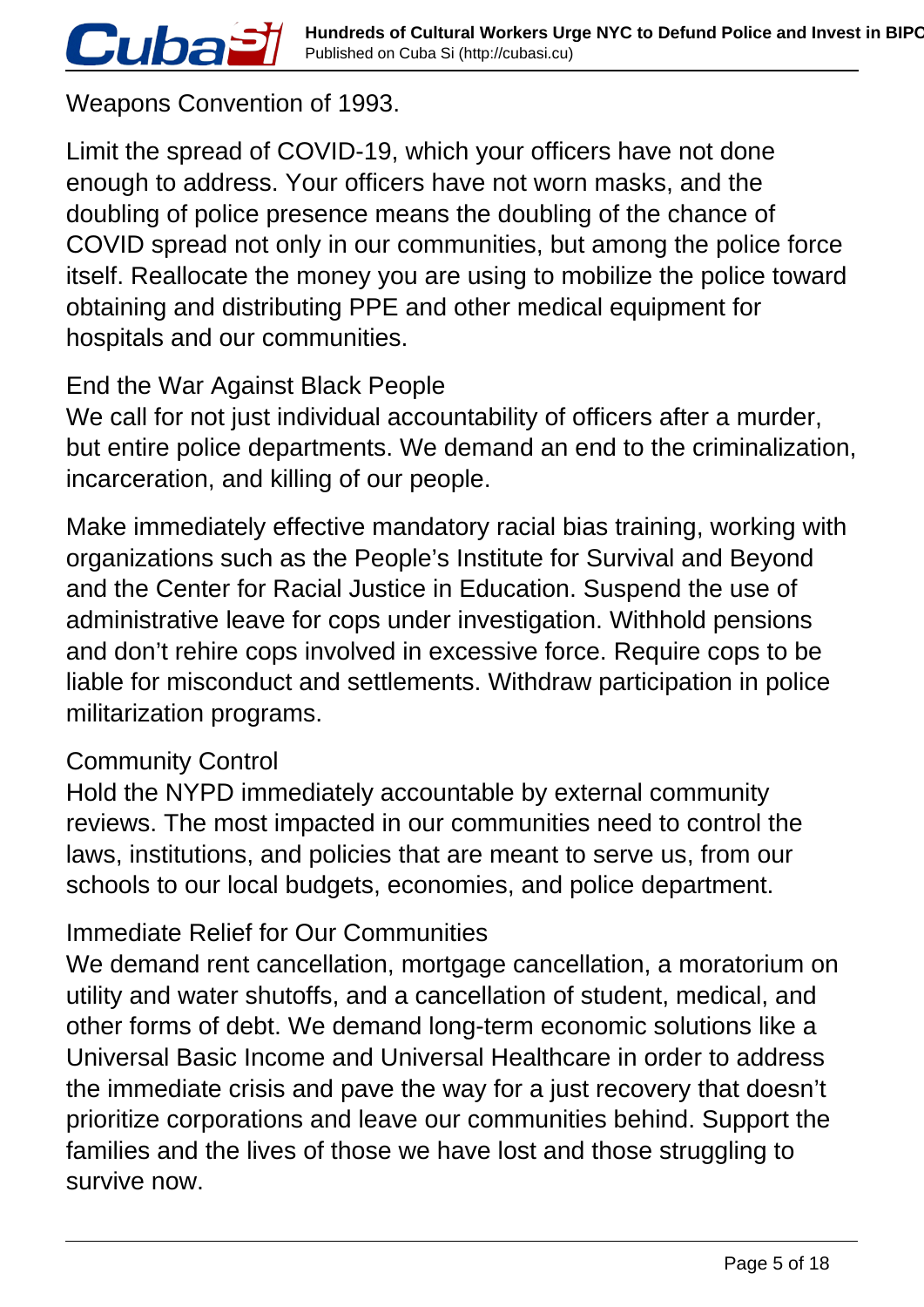Weapons Convention of 1993.

Limit the spread of COVID-19, which your officers have not done enough to address. Your officers have not worn masks, and the doubling of police presence means the doubling of the chance of COVID spread not only in our communities, but among the police force itself. Reallocate the money you are using to mobilize the police toward obtaining and distributing PPE and other medical equipment for hospitals and our communities.

End the War Against Black People
We call for not just individual accountability of officers after a murder, but entire police departments. We demand an end to the criminalization, incarceration, and killing of our people.

Make immediately effective mandatory racial bias training, working with organizations such as the People's Institute for Survival and Beyond and the Center for Racial Justice in Education. Suspend the use of administrative leave for cops under investigation. Withhold pensions and don't rehire cops involved in excessive force. Require cops to be liable for misconduct and settlements. Withdraw participation in police militarization programs.

Community Control
Hold the NYPD immediately accountable by external community reviews. The most impacted in our communities need to control the laws, institutions, and policies that are meant to serve us, from our schools to our local budgets, economies, and police department.

Immediate Relief for Our Communities
We demand rent cancellation, mortgage cancellation, a moratorium on utility and water shutoffs, and a cancellation of student, medical, and other forms of debt. We demand long-term economic solutions like a Universal Basic Income and Universal Healthcare in order to address the immediate crisis and pave the way for a just recovery that doesn't prioritize corporations and leave our communities behind. Support the families and the lives of those we have lost and those struggling to survive now.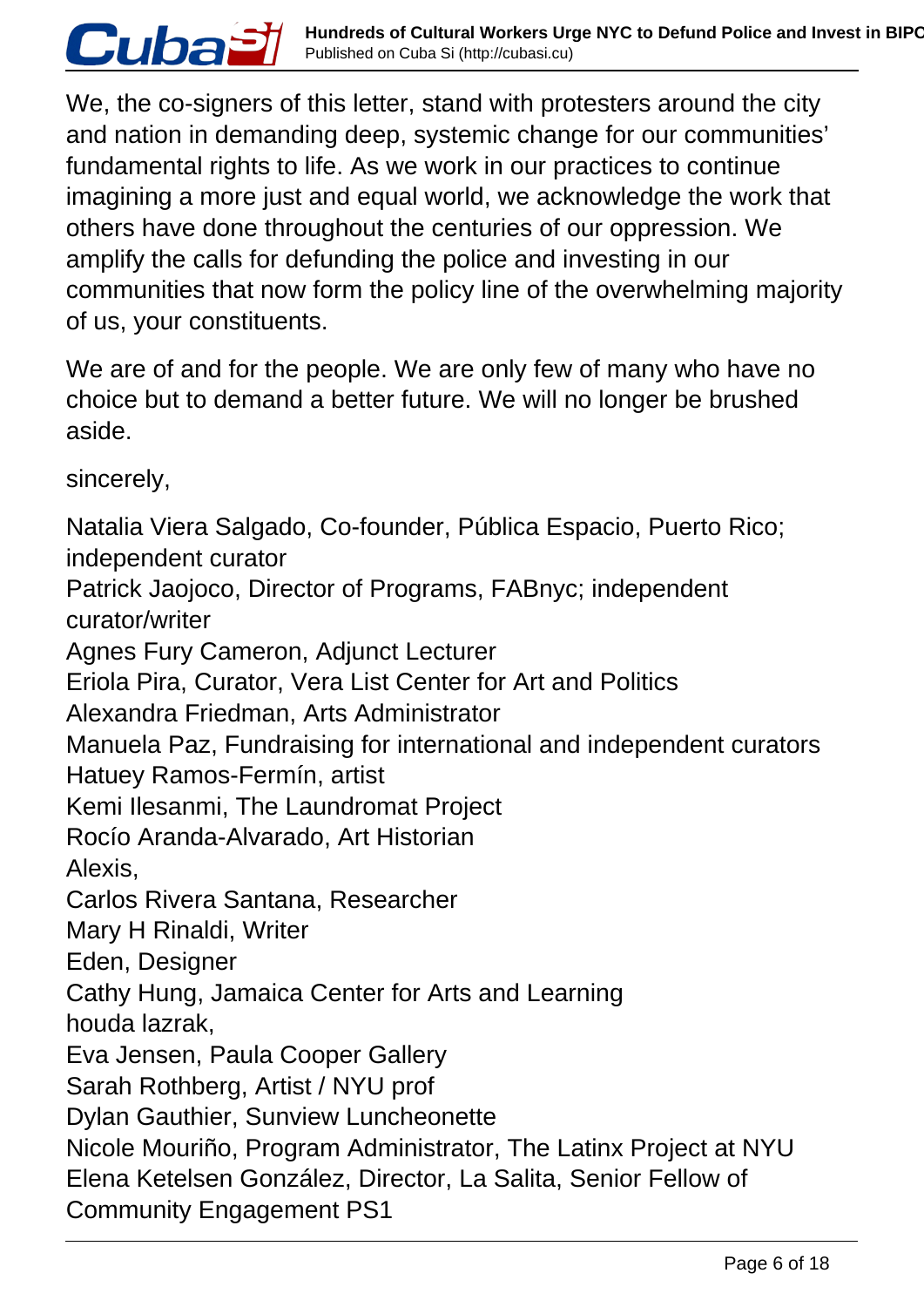We, the co-signers of this letter, stand with protesters around the city and nation in demanding deep, systemic change for our communities' fundamental rights to life. As we work in our practices to continue imagining a more just and equal world, we acknowledge the work that others have done throughout the centuries of our oppression. We amplify the calls for defunding the police and investing in our communities that now form the policy line of the overwhelming majority of us, your constituents.

We are of and for the people. We are only few of many who have no choice but to demand a better future. We will no longer be brushed aside.

sincerely,

Natalia Viera Salgado, Co-founder, Pública Espacio, Puerto Rico; independent curator  
Patrick Jaojoco, Director of Programs, FABnyc; independent curator/writer  
Agnes Fury Cameron, Adjunct Lecturer  
Eriola Pira, Curator, Vera List Center for Art and Politics  
Alexandra Friedman, Arts Administrator  
Manuela Paz, Fundraising for international and independent curators  
Hatuey Ramos-Fermín, artist  
Kemi Ilesanmi, The Laundromat Project  
Rocío Aranda-Alvarado, Art Historian  
Alexis,  
Carlos Rivera Santana, Researcher  
Mary H Rinaldi, Writer  
Eden, Designer  
Cathy Hung, Jamaica Center for Arts and Learning  
houda lazrak,  
Eva Jensen, Paula Cooper Gallery  
Sarah Rothberg, Artist / NYU prof  
Dylan Gauthier, Sunview Luncheonette  
Nicole Mouriño, Program Administrator, The Latinx Project at NYU  
Elena Ketelsen González, Director, La Salita, Senior Fellow of Community Engagement PS1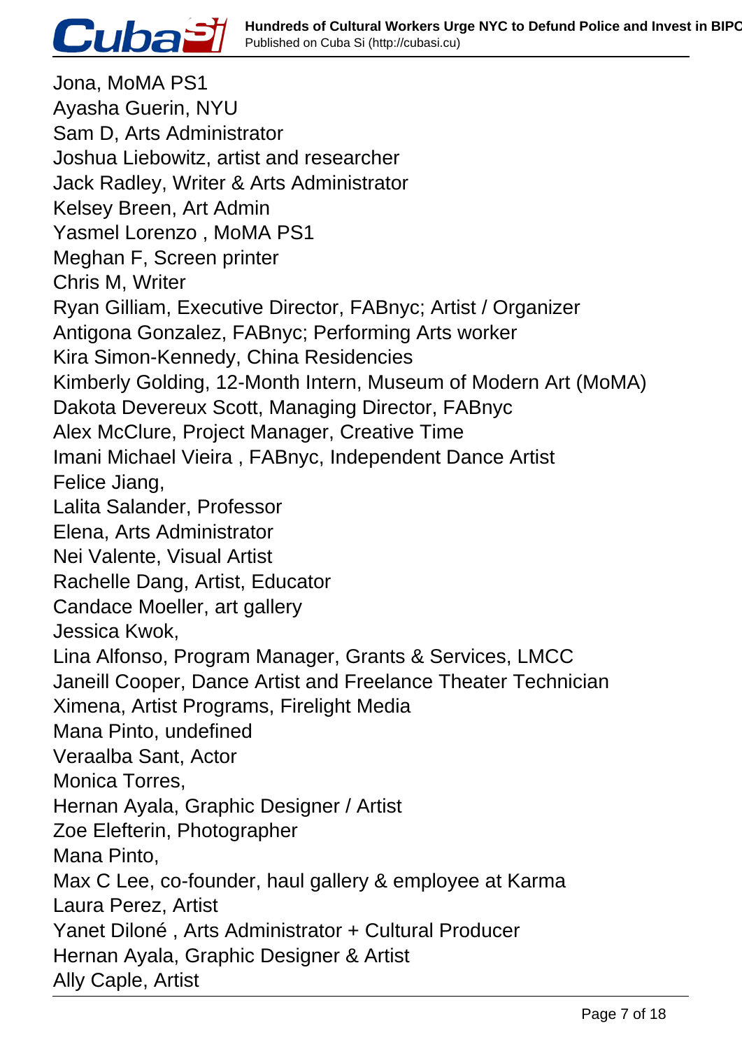Jona, MoMA PS1
Ayasha Guerin, NYU
Sam D, Arts Administrator
Joshua Liebowitz, artist and researcher
Jack Radley, Writer & Arts Administrator
Kelsey Breen, Art Admin
Yasmel Lorenzo , MoMA PS1
Meghan F, Screen printer
Chris M, Writer
Ryan Gilliam, Executive Director, FABnyc; Artist / Organizer
Antigona Gonzalez, FABnyc; Performing Arts worker
Kira Simon-Kennedy, China Residencies
Kimberly Golding, 12-Month Intern, Museum of Modern Art (MoMA)
Dakota Devereux Scott, Managing Director, FABnyc
Alex McClure, Project Manager, Creative Time
Imani Michael Vieira , FABnyc, Independent Dance Artist
Felice Jiang,
Lalita Salander, Professor
Elena, Arts Administrator
Nei Valente, Visual Artist
Rachelle Dang, Artist, Educator
Candace Moeller, art gallery
Jessica Kwok,
Lina Alfonso, Program Manager, Grants & Services, LMCC
Janeill Cooper, Dance Artist and Freelance Theater Technician
Ximena, Artist Programs, Firelight Media
Mana Pinto, undefined
Veraalba Sant, Actor
Monica Torres,
Hernan Ayala, Graphic Designer / Artist
Zoe Elefterin, Photographer
Mana Pinto,
Max C Lee, co-founder, haul gallery & employee at Karma
Laura Perez, Artist
Yanet Diloné , Arts Administrator + Cultural Producer
Hernan Ayala, Graphic Designer & Artist
Ally Caple, Artist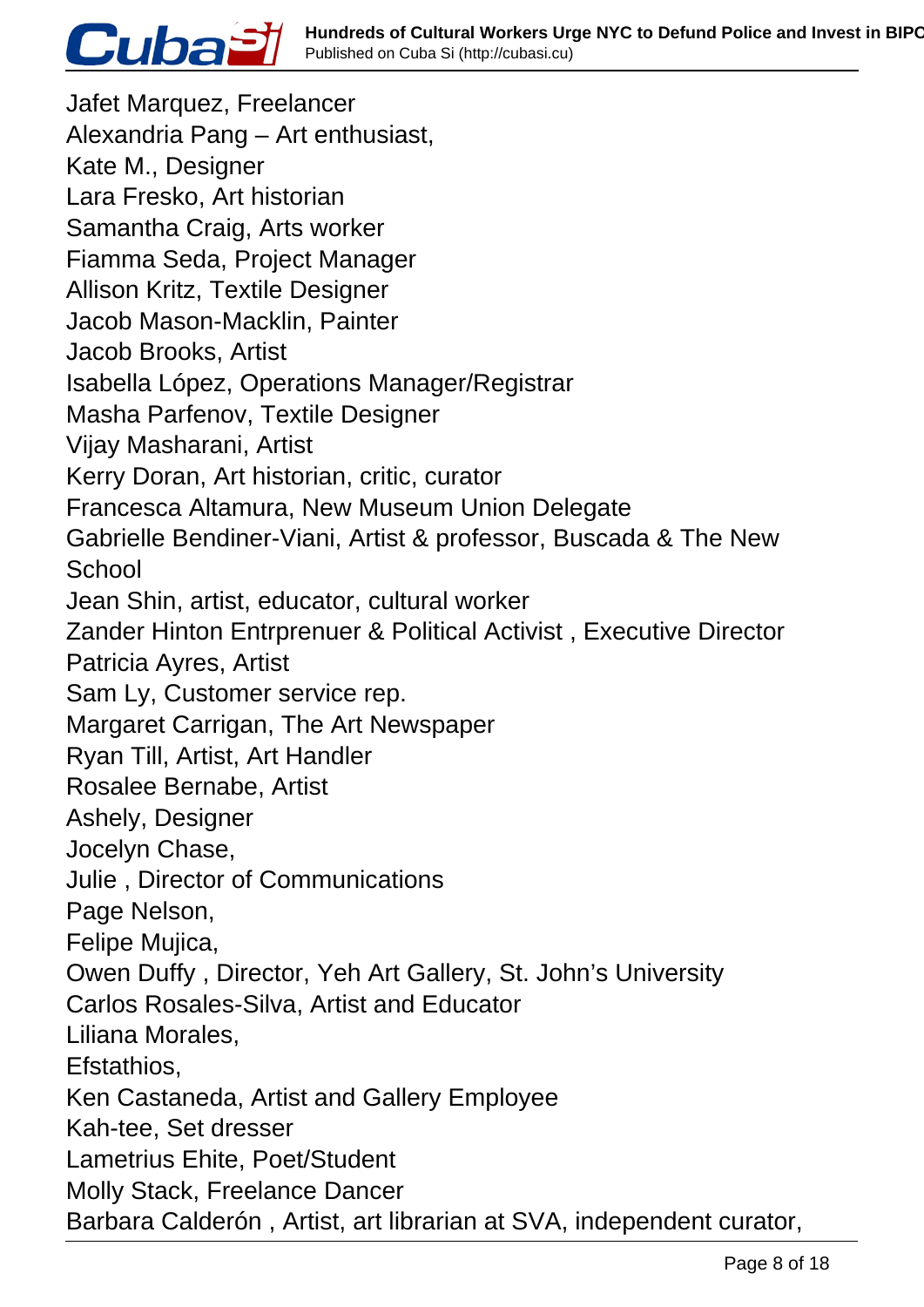Jafet Marquez, Freelancer
Alexandria Pang – Art enthusiast,
Kate M., Designer
Lara Fresko, Art historian
Samantha Craig, Arts worker
Fiamma Seda, Project Manager
Allison Kritz, Textile Designer
Jacob Mason-Macklin, Painter
Jacob Brooks, Artist
Isabella López, Operations Manager/Registrar
Masha Parfenov, Textile Designer
Vijay Masharani, Artist
Kerry Doran, Art historian, critic, curator
Francesca Altamura, New Museum Union Delegate
Gabrielle Bendiner-Viani, Artist & professor, Buscada & The New School
Jean Shin, artist, educator, cultural worker
Zander Hinton Entrprenuer & Political Activist , Executive Director
Patricia Ayres, Artist
Sam Ly, Customer service rep.
Margaret Carrigan, The Art Newspaper
Ryan Till, Artist, Art Handler
Rosalee Bernabe, Artist
Ashely, Designer
Jocelyn Chase,
Julie , Director of Communications
Page Nelson,
Felipe Mujica,
Owen Duffy , Director, Yeh Art Gallery, St. John's University
Carlos Rosales-Silva, Artist and Educator
Liliana Morales,
Efstathios,
Ken Castaneda, Artist and Gallery Employee
Kah-tee, Set dresser
Lametrius Ehite, Poet/Student
Molly Stack, Freelance Dancer
Barbara Calderón , Artist, art librarian at SVA, independent curator,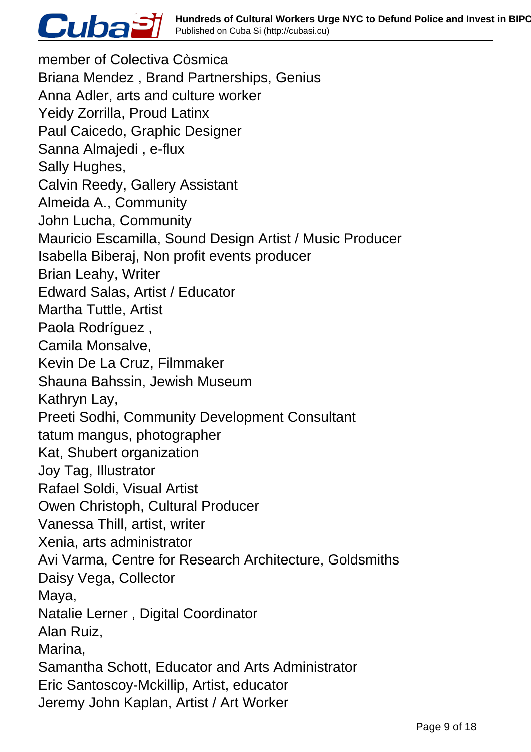member of Colectiva Còsmica
Briana Mendez , Brand Partnerships, Genius
Anna Adler, arts and culture worker
Yeidy Zorrilla, Proud Latinx
Paul Caicedo, Graphic Designer
Sanna Almajedi , e-flux
Sally Hughes,
Calvin Reedy, Gallery Assistant
Almeida A., Community
John Lucha, Community
Mauricio Escamilla, Sound Design Artist / Music Producer
Isabella Biberaj, Non profit events producer
Brian Leahy, Writer
Edward Salas, Artist / Educator
Martha Tuttle, Artist
Paola Rodríguez ,
Camila Monsalve,
Kevin De La Cruz, Filmmaker
Shauna Bahssin, Jewish Museum
Kathryn Lay,
Preeti Sodhi, Community Development Consultant
tatum mangus, photographer
Kat, Shubert organization
Joy Tag, Illustrator
Rafael Soldi, Visual Artist
Owen Christoph, Cultural Producer
Vanessa Thill, artist, writer
Xenia, arts administrator
Avi Varma, Centre for Research Architecture, Goldsmiths
Daisy Vega, Collector
Maya,
Natalie Lerner , Digital Coordinator
Alan Ruiz,
Marina,
Samantha Schott, Educator and Arts Administrator
Eric Santoscoy-Mckillip, Artist, educator
Jeremy John Kaplan, Artist / Art Worker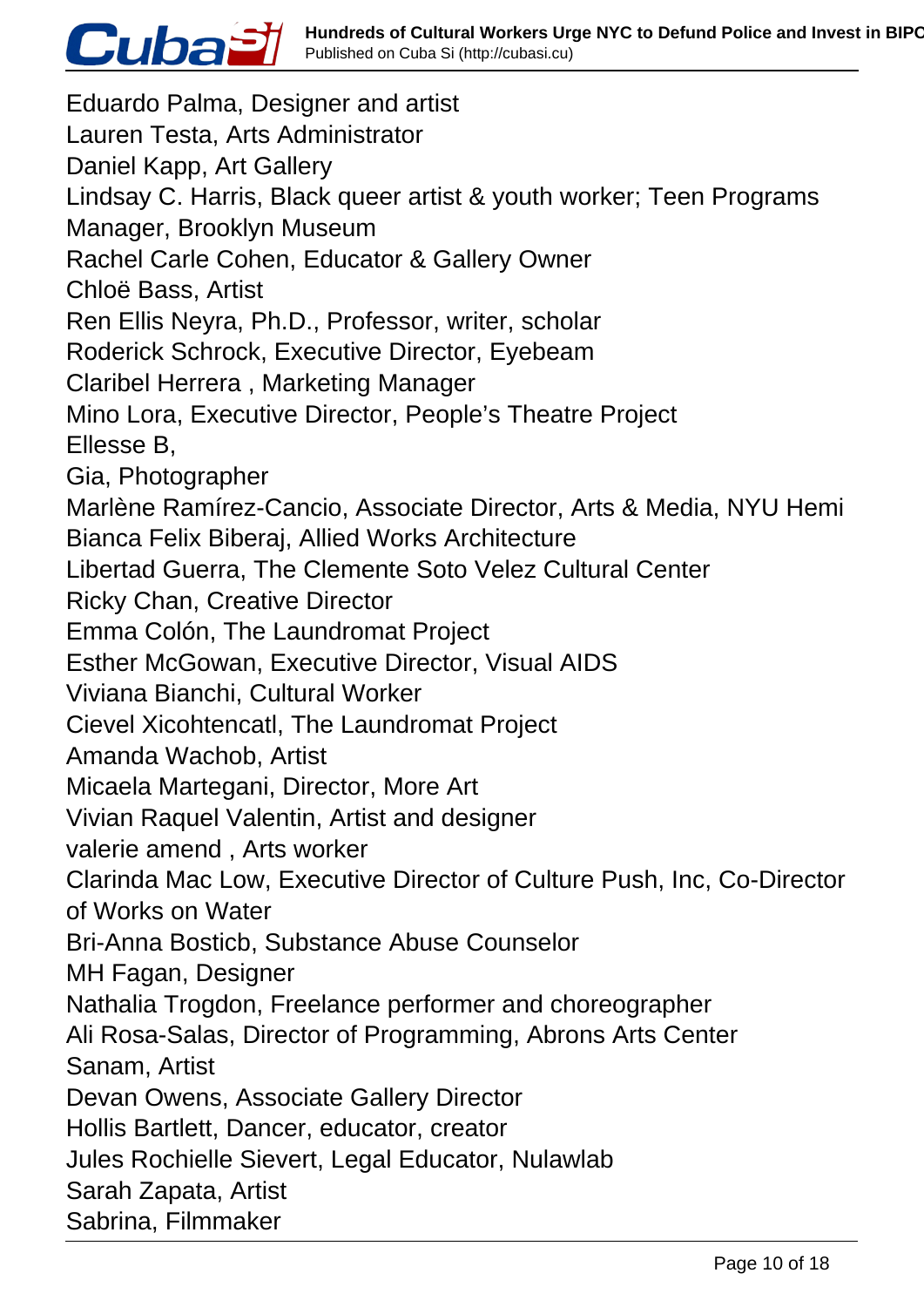Eduardo Palma, Designer and artist
Lauren Testa, Arts Administrator
Daniel Kapp, Art Gallery
Lindsay C. Harris, Black queer artist & youth worker; Teen Programs Manager, Brooklyn Museum
Rachel Carle Cohen, Educator & Gallery Owner
Chloë Bass, Artist
Ren Ellis Neyra, Ph.D., Professor, writer, scholar
Roderick Schrock, Executive Director, Eyebeam
Claribel Herrera , Marketing Manager
Mino Lora, Executive Director, People's Theatre Project
Ellesse B,
Gia, Photographer
Marlène Ramírez-Cancio, Associate Director, Arts & Media, NYU Hemi
Bianca Felix Biberaj, Allied Works Architecture
Libertad Guerra, The Clemente Soto Velez Cultural Center
Ricky Chan, Creative Director
Emma Colón, The Laundromat Project
Esther McGowan, Executive Director, Visual AIDS
Viviana Bianchi, Cultural Worker
Cievel Xicohtencatl, The Laundromat Project
Amanda Wachob, Artist
Micaela Martegani, Director, More Art
Vivian Raquel Valentin, Artist and designer
valerie amend , Arts worker
Clarinda Mac Low, Executive Director of Culture Push, Inc, Co-Director of Works on Water
Bri-Anna Bosticb, Substance Abuse Counselor
MH Fagan, Designer
Nathalia Trogdon, Freelance performer and choreographer
Ali Rosa-Salas, Director of Programming, Abrons Arts Center
Sanam, Artist
Devan Owens, Associate Gallery Director
Hollis Bartlett, Dancer, educator, creator
Jules Rochielle Sievert, Legal Educator, Nulawlab
Sarah Zapata, Artist
Sabrina, Filmmaker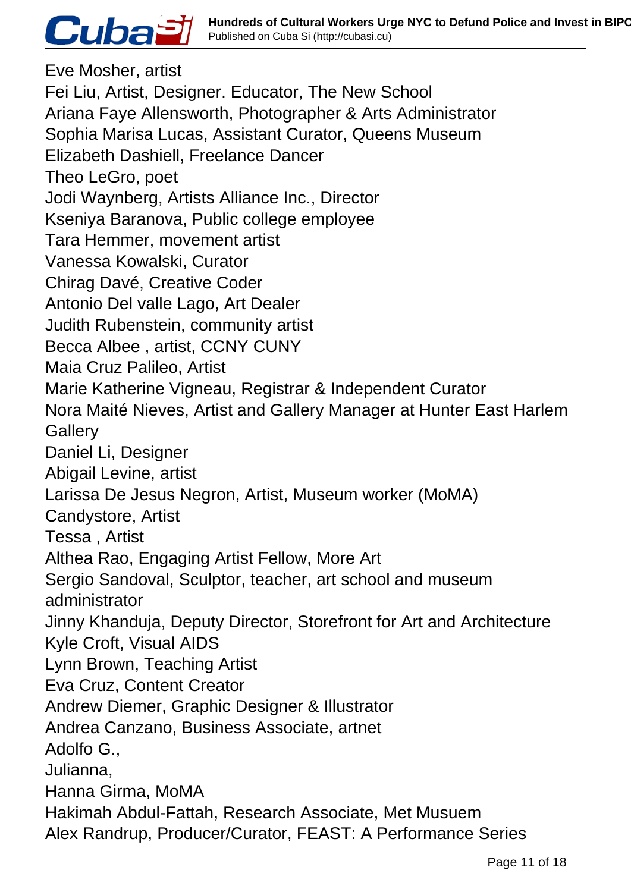Eve Mosher, artist
Fei Liu, Artist, Designer. Educator, The New School
Ariana Faye Allensworth, Photographer & Arts Administrator
Sophia Marisa Lucas, Assistant Curator, Queens Museum
Elizabeth Dashiell, Freelance Dancer
Theo LeGro, poet
Jodi Waynberg, Artists Alliance Inc., Director
Kseniya Baranova, Public college employee
Tara Hemmer, movement artist
Vanessa Kowalski, Curator
Chirag Davé, Creative Coder
Antonio Del valle Lago, Art Dealer
Judith Rubenstein, community artist
Becca Albee , artist, CCNY CUNY
Maia Cruz Palileo, Artist
Marie Katherine Vigneau, Registrar & Independent Curator
Nora Maité Nieves, Artist and Gallery Manager at Hunter East Harlem Gallery
Daniel Li, Designer
Abigail Levine, artist
Larissa De Jesus Negron, Artist, Museum worker (MoMA)
Candystore, Artist
Tessa , Artist
Althea Rao, Engaging Artist Fellow, More Art
Sergio Sandoval, Sculptor, teacher, art school and museum administrator
Jinny Khanduja, Deputy Director, Storefront for Art and Architecture
Kyle Croft, Visual AIDS
Lynn Brown, Teaching Artist
Eva Cruz, Content Creator
Andrew Diemer, Graphic Designer & Illustrator
Andrea Canzano, Business Associate, artnet
Adolfo G.,
Julianna,
Hanna Girma, MoMA
Hakimah Abdul-Fattah, Research Associate, Met Musuem
Alex Randrup, Producer/Curator, FEAST: A Performance Series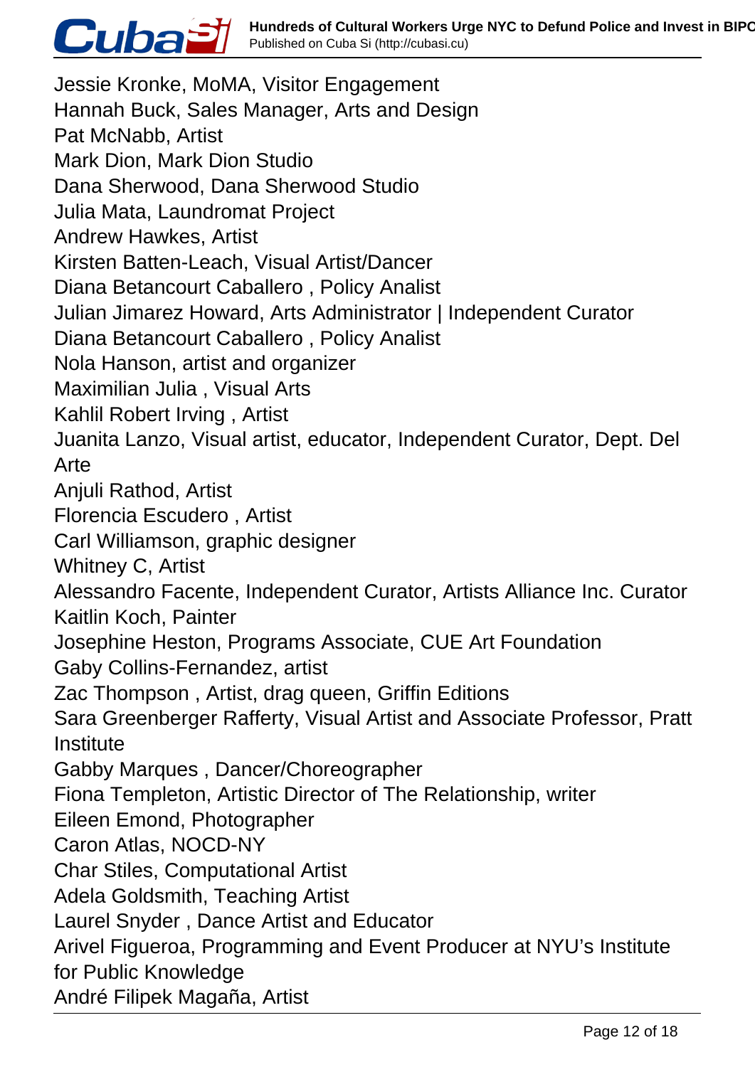Jessie Kronke, MoMA, Visitor Engagement
Hannah Buck, Sales Manager, Arts and Design
Pat McNabb, Artist
Mark Dion, Mark Dion Studio
Dana Sherwood, Dana Sherwood Studio
Julia Mata, Laundromat Project
Andrew Hawkes, Artist
Kirsten Batten-Leach, Visual Artist/Dancer
Diana Betancourt Caballero , Policy Analist
Julian Jimarez Howard, Arts Administrator | Independent Curator
Diana Betancourt Caballero , Policy Analist
Nola Hanson, artist and organizer
Maximilian Julia , Visual Arts
Kahlil Robert Irving , Artist
Juanita Lanzo, Visual artist, educator, Independent Curator, Dept. Del Arte
Anjuli Rathod, Artist
Florencia Escudero , Artist
Carl Williamson, graphic designer
Whitney C, Artist
Alessandro Facente, Independent Curator, Artists Alliance Inc. Curator
Kaitlin Koch, Painter
Josephine Heston, Programs Associate, CUE Art Foundation
Gaby Collins-Fernandez, artist
Zac Thompson , Artist, drag queen, Griffin Editions
Sara Greenberger Rafferty, Visual Artist and Associate Professor, Pratt Institute
Gabby Marques , Dancer/Choreographer
Fiona Templeton, Artistic Director of The Relationship, writer
Eileen Emond, Photographer
Caron Atlas, NOCD-NY
Char Stiles, Computational Artist
Adela Goldsmith, Teaching Artist
Laurel Snyder , Dance Artist and Educator
Arivel Figueroa, Programming and Event Producer at NYU's Institute for Public Knowledge
André Filipek Magaña, Artist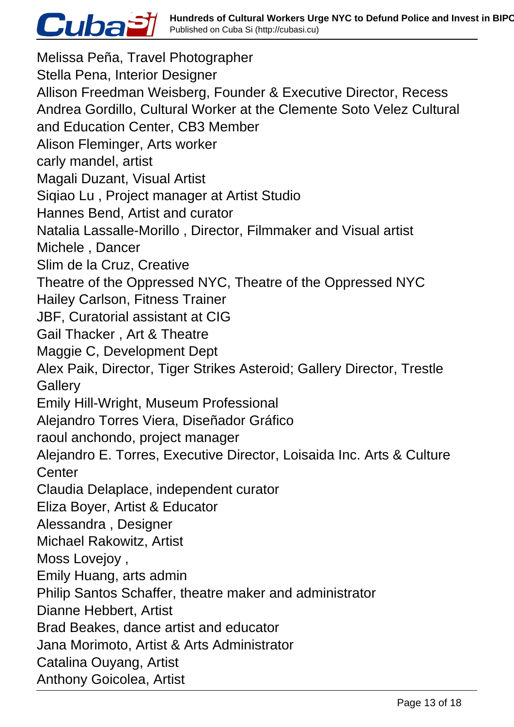Melissa Peña, Travel Photographer
Stella Pena, Interior Designer
Allison Freedman Weisberg, Founder & Executive Director, Recess
Andrea Gordillo, Cultural Worker at the Clemente Soto Velez Cultural and Education Center, CB3 Member
Alison Fleminger, Arts worker
carly mandel, artist
Magali Duzant, Visual Artist
Siqiao Lu , Project manager at Artist Studio
Hannes Bend, Artist and curator
Natalia Lassalle-Morillo , Director, Filmmaker and Visual artist
Michele , Dancer
Slim de la Cruz, Creative
Theatre of the Oppressed NYC, Theatre of the Oppressed NYC
Hailey Carlson, Fitness Trainer
JBF, Curatorial assistant at CIG
Gail Thacker , Art & Theatre
Maggie C, Development Dept
Alex Paik, Director, Tiger Strikes Asteroid; Gallery Director, Trestle Gallery
Emily Hill-Wright, Museum Professional
Alejandro Torres Viera, Diseñador Gráfico
raoul anchondo, project manager
Alejandro E. Torres, Executive Director, Loisaida Inc. Arts & Culture Center
Claudia Delaplace, independent curator
Eliza Boyer, Artist & Educator
Alessandra , Designer
Michael Rakowitz, Artist
Moss Lovejoy ,
Emily Huang, arts admin
Philip Santos Schaffer, theatre maker and administrator
Dianne Hebbert, Artist
Brad Beakes, dance artist and educator
Jana Morimoto, Artist & Arts Administrator
Catalina Ouyang, Artist
Anthony Goicolea, Artist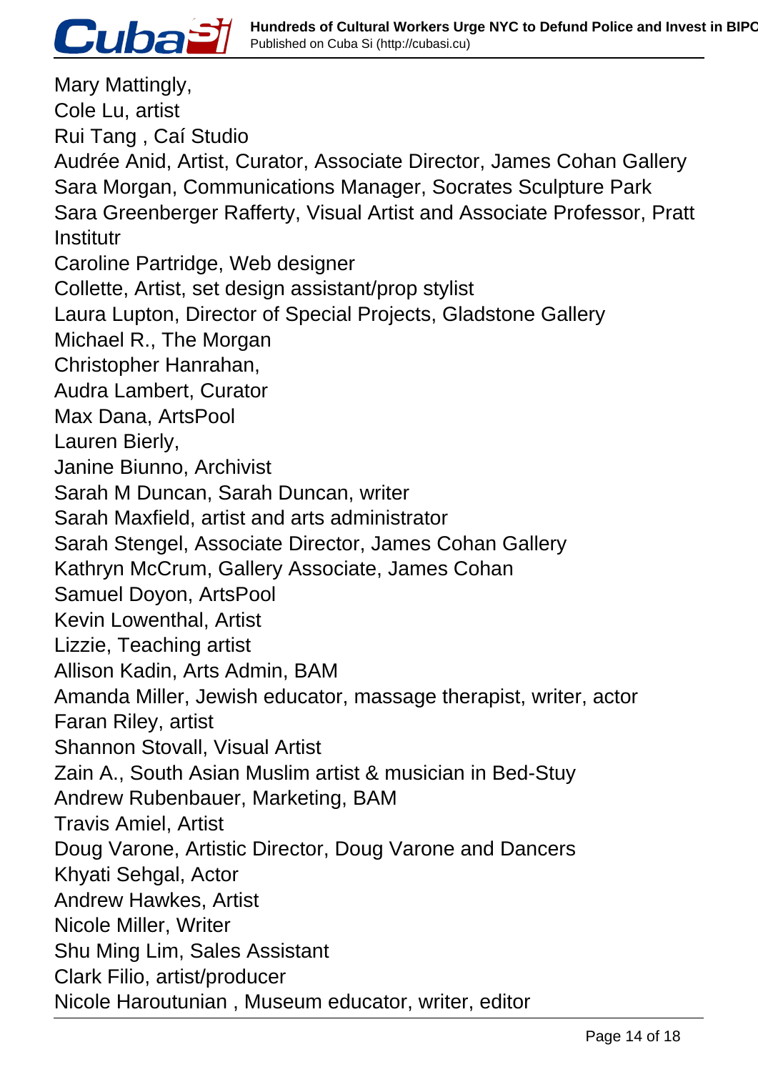Mary Mattingly,
Cole Lu, artist
Rui Tang , Caí Studio
Audrée Anid, Artist, Curator, Associate Director, James Cohan Gallery
Sara Morgan, Communications Manager, Socrates Sculpture Park
Sara Greenberger Rafferty, Visual Artist and Associate Professor, Pratt Institutr
Caroline Partridge, Web designer
Collette, Artist, set design assistant/prop stylist
Laura Lupton, Director of Special Projects, Gladstone Gallery
Michael R., The Morgan
Christopher Hanrahan,
Audra Lambert, Curator
Max Dana, ArtsPool
Lauren Bierly,
Janine Biunno, Archivist
Sarah M Duncan, Sarah Duncan, writer
Sarah Maxfield, artist and arts administrator
Sarah Stengel, Associate Director, James Cohan Gallery
Kathryn McCrum, Gallery Associate, James Cohan
Samuel Doyon, ArtsPool
Kevin Lowenthal, Artist
Lizzie, Teaching artist
Allison Kadin, Arts Admin, BAM
Amanda Miller, Jewish educator, massage therapist, writer, actor
Faran Riley, artist
Shannon Stovall, Visual Artist
Zain A., South Asian Muslim artist & musician in Bed-Stuy
Andrew Rubenbauer, Marketing, BAM
Travis Amiel, Artist
Doug Varone, Artistic Director, Doug Varone and Dancers
Khyati Sehgal, Actor
Andrew Hawkes, Artist
Nicole Miller, Writer
Shu Ming Lim, Sales Assistant
Clark Filio, artist/producer
Nicole Haroutunian , Museum educator, writer, editor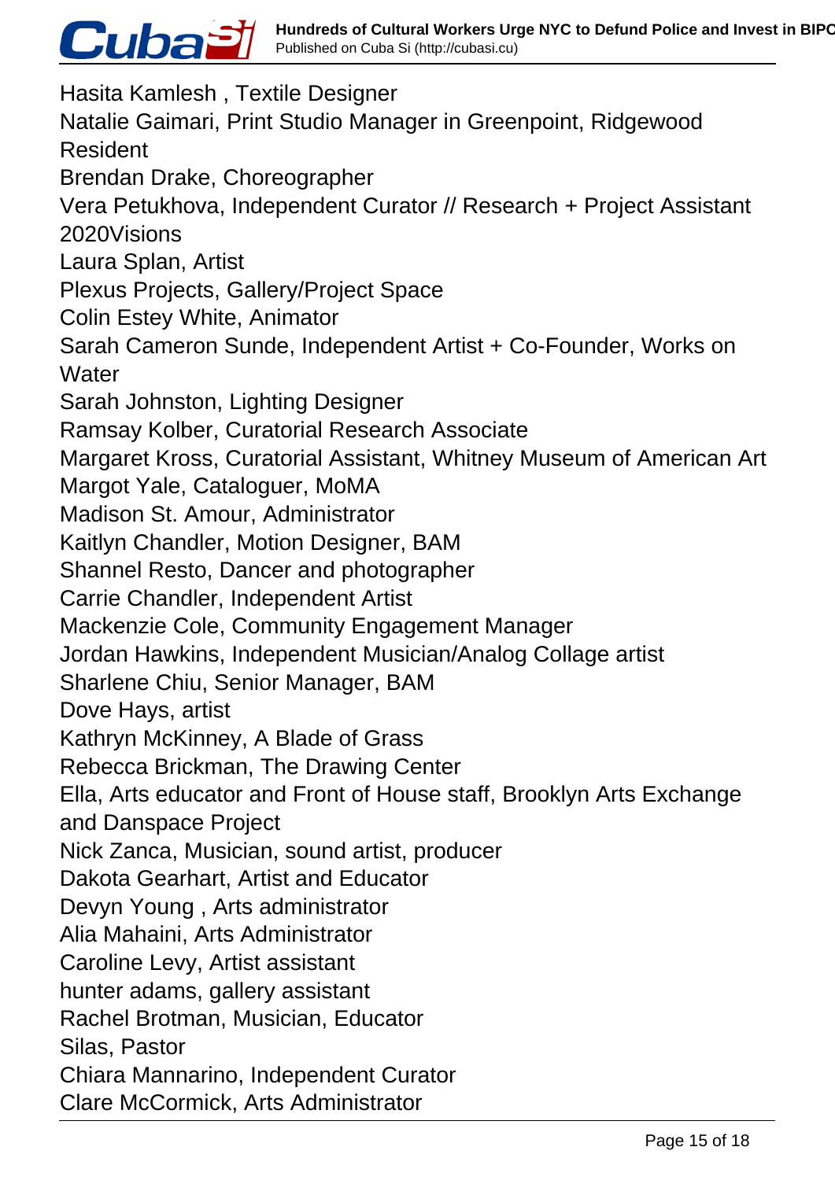Hasita Kamlesh , Textile Designer
Natalie Gaimari, Print Studio Manager in Greenpoint, Ridgewood Resident
Brendan Drake, Choreographer
Vera Petukhova, Independent Curator // Research + Project Assistant 2020Visions
Laura Splan, Artist
Plexus Projects, Gallery/Project Space
Colin Estey White, Animator
Sarah Cameron Sunde, Independent Artist + Co-Founder, Works on Water
Sarah Johnston, Lighting Designer
Ramsay Kolber, Curatorial Research Associate
Margaret Kross, Curatorial Assistant, Whitney Museum of American Art
Margot Yale, Cataloguer, MoMA
Madison St. Amour, Administrator
Kaitlyn Chandler, Motion Designer, BAM
Shannel Resto, Dancer and photographer
Carrie Chandler, Independent Artist
Mackenzie Cole, Community Engagement Manager
Jordan Hawkins, Independent Musician/Analog Collage artist
Sharlene Chiu, Senior Manager, BAM
Dove Hays, artist
Kathryn McKinney, A Blade of Grass
Rebecca Brickman, The Drawing Center
Ella, Arts educator and Front of House staff, Brooklyn Arts Exchange and Danspace Project
Nick Zanca, Musician, sound artist, producer
Dakota Gearhart, Artist and Educator
Devyn Young , Arts administrator
Alia Mahaini, Arts Administrator
Caroline Levy, Artist assistant
hunter adams, gallery assistant
Rachel Brotman, Musician, Educator
Silas, Pastor
Chiara Mannarino, Independent Curator
Clare McCormick, Arts Administrator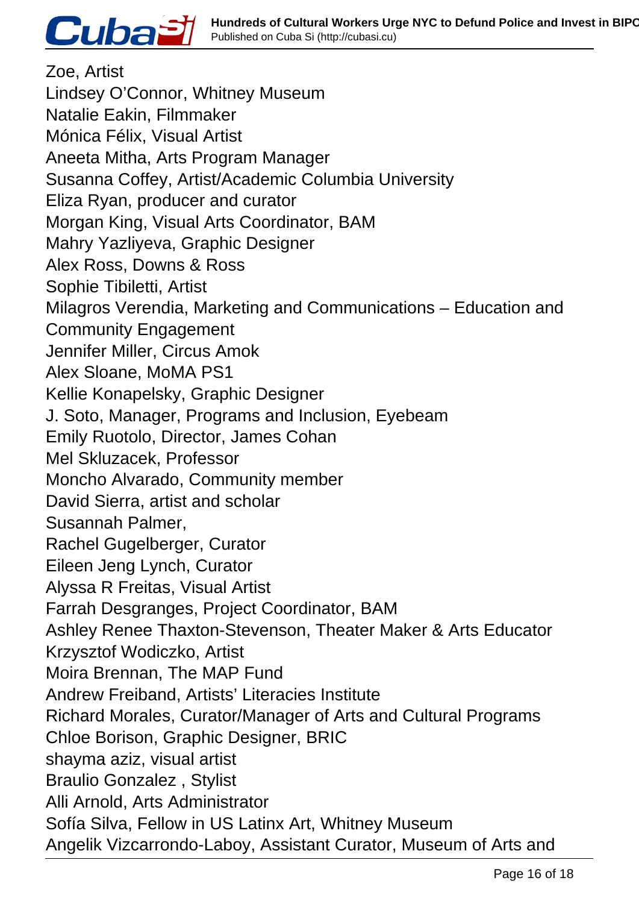Zoe, Artist
Lindsey O'Connor, Whitney Museum
Natalie Eakin, Filmmaker
Mónica Félix, Visual Artist
Aneeta Mitha, Arts Program Manager
Susanna Coffey, Artist/Academic Columbia University
Eliza Ryan, producer and curator
Morgan King, Visual Arts Coordinator, BAM
Mahry Yazliyeva, Graphic Designer
Alex Ross, Downs & Ross
Sophie Tibiletti, Artist
Milagros Verendia, Marketing and Communications – Education and Community Engagement
Jennifer Miller, Circus Amok
Alex Sloane, MoMA PS1
Kellie Konapelsky, Graphic Designer
J. Soto, Manager, Programs and Inclusion, Eyebeam
Emily Ruotolo, Director, James Cohan
Mel Skluzacek, Professor
Moncho Alvarado, Community member
David Sierra, artist and scholar
Susannah Palmer,
Rachel Gugelberger, Curator
Eileen Jeng Lynch, Curator
Alyssa R Freitas, Visual Artist
Farrah Desgranges, Project Coordinator, BAM
Ashley Renee Thaxton-Stevenson, Theater Maker & Arts Educator
Krzysztof Wodiczko, Artist
Moira Brennan, The MAP Fund
Andrew Freiband, Artists' Literacies Institute
Richard Morales, Curator/Manager of Arts and Cultural Programs
Chloe Borison, Graphic Designer, BRIC
shayma aziz, visual artist
Braulio Gonzalez , Stylist
Alli Arnold, Arts Administrator
Sofía Silva, Fellow in US Latinx Art, Whitney Museum
Angelik Vizcarrondo-Laboy, Assistant Curator, Museum of Arts and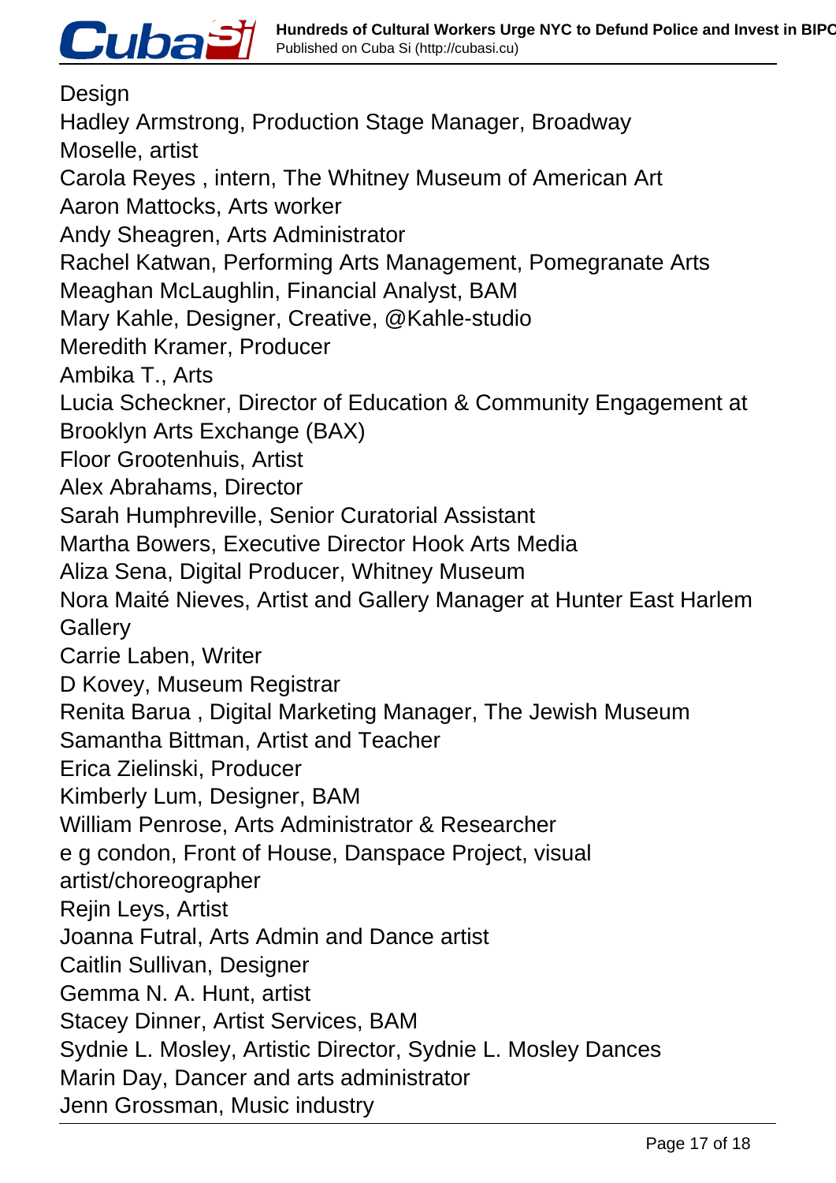Design
Hadley Armstrong, Production Stage Manager, Broadway
Moselle, artist
Carola Reyes , intern, The Whitney Museum of American Art
Aaron Mattocks, Arts worker
Andy Sheagren, Arts Administrator
Rachel Katwan, Performing Arts Management, Pomegranate Arts
Meaghan McLaughlin, Financial Analyst, BAM
Mary Kahle, Designer, Creative, @Kahle-studio
Meredith Kramer, Producer
Ambika T., Arts
Lucia Scheckner, Director of Education & Community Engagement at Brooklyn Arts Exchange (BAX)
Floor Grootenhuis, Artist
Alex Abrahams, Director
Sarah Humphreville, Senior Curatorial Assistant
Martha Bowers, Executive Director Hook Arts Media
Aliza Sena, Digital Producer, Whitney Museum
Nora Maité Nieves, Artist and Gallery Manager at Hunter East Harlem Gallery
Carrie Laben, Writer
D Kovey, Museum Registrar
Renita Barua , Digital Marketing Manager, The Jewish Museum
Samantha Bittman, Artist and Teacher
Erica Zielinski, Producer
Kimberly Lum, Designer, BAM
William Penrose, Arts Administrator & Researcher
e g condon, Front of House, Danspace Project, visual artist/choreographer
Rejin Leys, Artist
Joanna Futral, Arts Admin and Dance artist
Caitlin Sullivan, Designer
Gemma N. A. Hunt, artist
Stacey Dinner, Artist Services, BAM
Sydnie L. Mosley, Artistic Director, Sydnie L. Mosley Dances
Marin Day, Dancer and arts administrator
Jenn Grossman, Music industry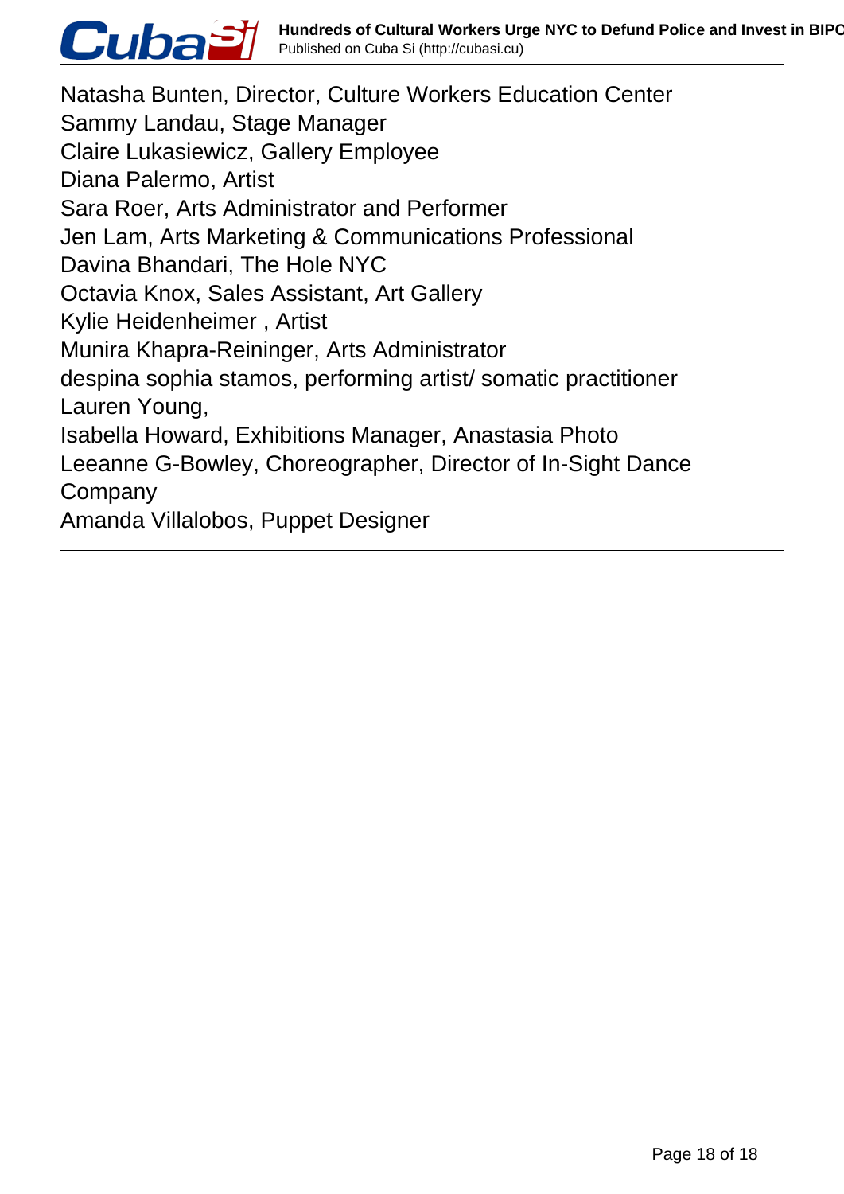Natasha Bunten, Director, Culture Workers Education Center
Sammy Landau, Stage Manager
Claire Lukasiewicz, Gallery Employee
Diana Palermo, Artist
Sara Roer, Arts Administrator and Performer
Jen Lam, Arts Marketing & Communications Professional
Davina Bhandari, The Hole NYC
Octavia Knox, Sales Assistant, Art Gallery
Kylie Heidenheimer , Artist
Munira Khapra-Reininger, Arts Administrator
despina sophia stamos, performing artist/ somatic practitioner
Lauren Young,
Isabella Howard, Exhibitions Manager, Anastasia Photo
Leeanne G-Bowley, Choreographer, Director of In-Sight Dance Company
Amanda Villalobos, Puppet Designer